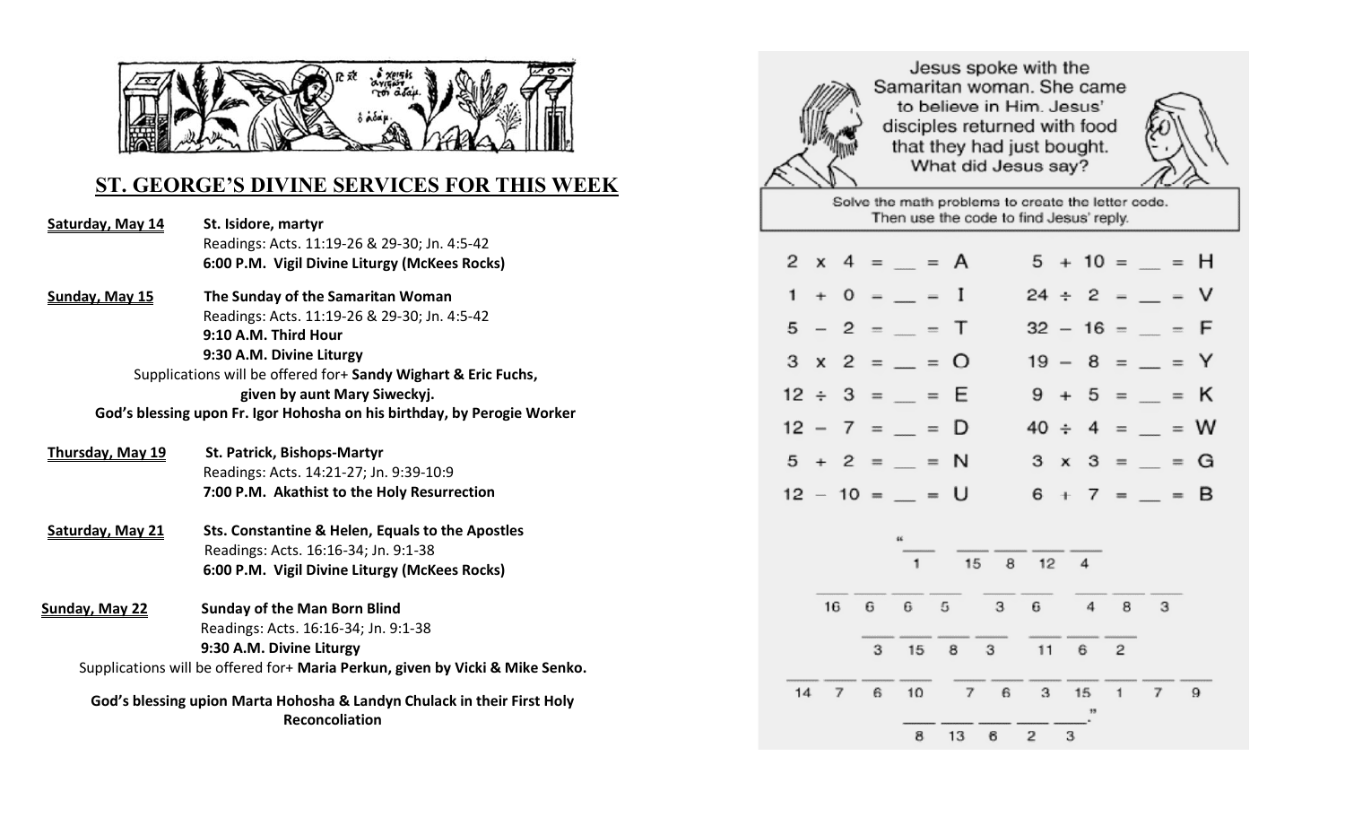## ST. GEORGE'S DIVINE SERVICES FOR THIS WEEK

**Saturday, May 14** — **St. Isidore, martyr**
Readings: Acts. 11:19-26 & 29-30; Jn. 4:5-42
**6:00 P.M. Vigil Divine Liturgy (McKees Rocks)**

**Sunday, May 15** — **The Sunday of the Samaritan Woman**
Readings: Acts. 11:19-26 & 29-30; Jn. 4:5-42
**9:10 A.M. Third Hour**
**9:30 A.M. Divine Liturgy**

Supplications will be offered for+ **Sandy Wighart & Eric Fuchs, given by aunt Mary Siweckyj.**

**God's blessing upon Fr. Igor Hohosha on his birthday, by Perogie Worker**

**Thursday, May 19** — **St. Patrick, Bishops-Martyr**
Readings: Acts. 14:21-27; Jn. 9:39-10:9
**7:00 P.M. Akathist to the Holy Resurrection**

**Saturday, May 21** — **Sts. Constantine & Helen, Equals to the Apostles**
Readings: Acts. 16:16-34; Jn. 9:1-38
**6:00 P.M. Vigil Divine Liturgy (McKees Rocks)**

**Sunday, May 22** — **Sunday of the Man Born Blind**
Readings: Acts. 16:16-34; Jn. 9:1-38
**9:30 A.M. Divine Liturgy**

Supplications will be offered for+ **Maria Perkun, given by Vicki & Mike Senko.**

**God's blessing upion Marta Hohosha & Landyn Chulack in their First Holy Reconcoliation**

---

Jesus spoke with the Samaritan woman. She came to believe in Him. Jesus' disciples returned with food that they had just bought. What did Jesus say?

Solve the math problems to create the letter code. Then use the code to find Jesus' reply.

| | | | |
|---|---|---|---|
| 2 x 4 = __ | = A | 5 + 10 = __ | = H |
| 1 + 0 = __ | = I | 24 ÷ 2 = __ | = V |
| 5 − 2 = __ | = T | 32 − 16 = __ | = F |
| 3 x 2 = __ | = O | 19 − 8 = __ | = Y |
| 12 ÷ 3 = __ | = E | 9 + 5 = __ | = K |
| 12 − 7 = __ | = D | 40 ÷ 4 = __ | = W |
| 5 + 2 = __ | = N | 3 x 3 = __ | = G |
| 12 − 10 = __ | = U | 6 + 7 = __ | = B |

"__ 1 &nbsp;&nbsp; __ __ __ __ 15 8 12 4

__ __ __ __ 16 6 6 5 &nbsp;&nbsp; __ __ 3 6 &nbsp;&nbsp; __ __ __ 4 8 3

__ __ __ __ 3 15 8 3 &nbsp;&nbsp; __ __ __ 11 6 2

__ __ __ __ 14 7 6 10 &nbsp;&nbsp; __ __ __ __ __ __ __ 7 6 3 15 1 7 9

__ __ __ __ __ 8 13 6 2 3."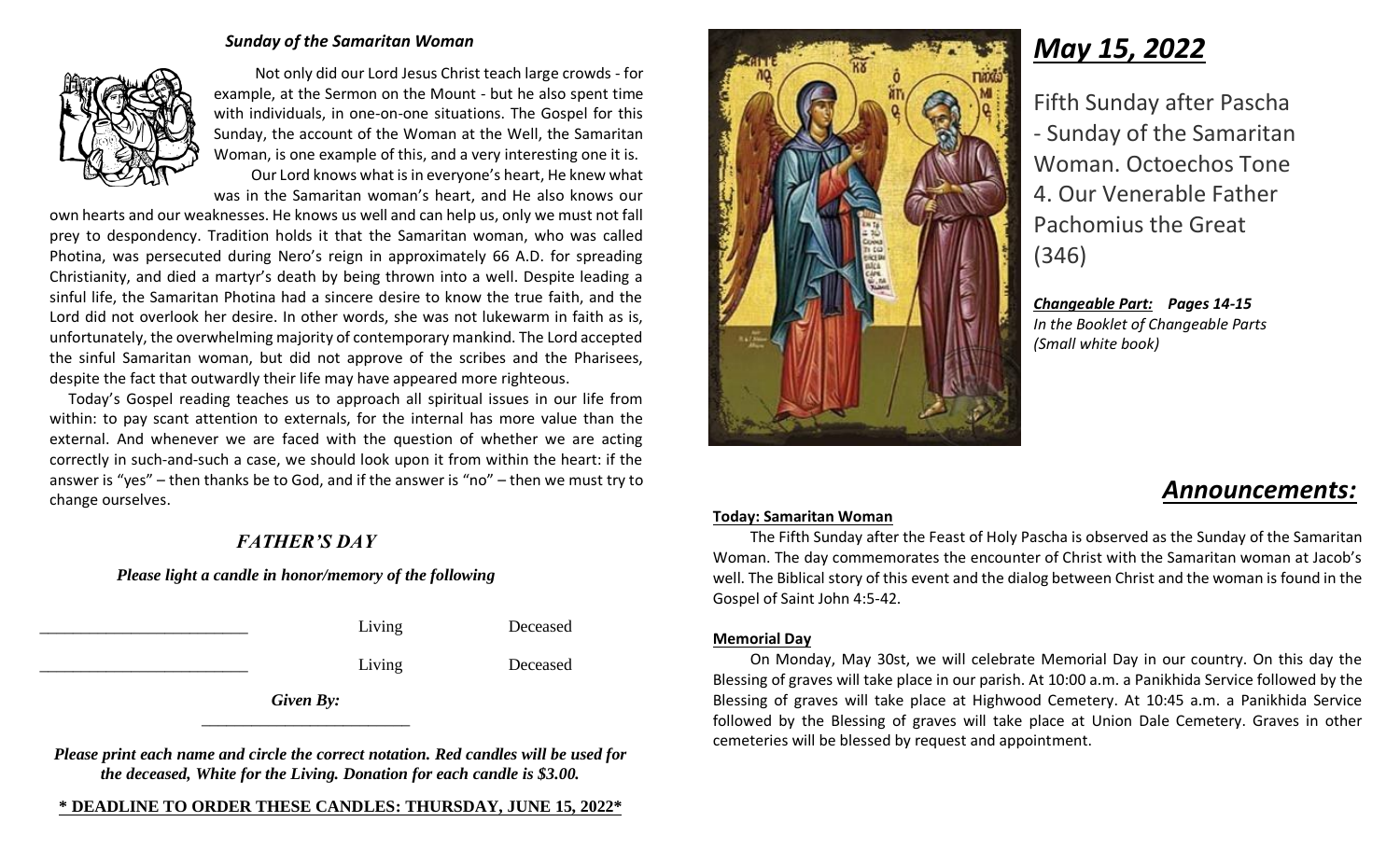### *Sunday of the Samaritan Woman*

Not only did our Lord Jesus Christ teach large crowds - for example, at the Sermon on the Mount - but he also spent time with individuals, in one-on-one situations. The Gospel for this Sunday, the account of the Woman at the Well, the Samaritan Woman, is one example of this, and a very interesting one it is.

Our Lord knows what is in everyone's heart, He knew what was in the Samaritan woman's heart, and He also knows our own hearts and our weaknesses. He knows us well and can help us, only we must not fall prey to despondency. Tradition holds it that the Samaritan woman, who was called Photina, was persecuted during Nero's reign in approximately 66 A.D. for spreading Christianity, and died a martyr's death by being thrown into a well. Despite leading a sinful life, the Samaritan Photina had a sincere desire to know the true faith, and the Lord did not overlook her desire. In other words, she was not lukewarm in faith as is, unfortunately, the overwhelming majority of contemporary mankind. The Lord accepted the sinful Samaritan woman, but did not approve of the scribes and the Pharisees, despite the fact that outwardly their life may have appeared more righteous.

Today's Gospel reading teaches us to approach all spiritual issues in our life from within: to pay scant attention to externals, for the internal has more value than the external. And whenever we are faced with the question of whether we are acting correctly in such-and-such a case, we should look upon it from within the heart: if the answer is "yes" – then thanks be to God, and if the answer is "no" – then we must try to change ourselves.

## *FATHER'S DAY*

***Please light a candle in honor/memory of the following***

________________________ Living Deceased

________________________ Living Deceased

***Given By:*** ________________________

***Please print each name and circle the correct notation. Red candles will be used for the deceased, White for the Living. Donation for each candle is $3.00.***

**\* DEADLINE TO ORDER THESE CANDLES: THURSDAY, JUNE 15, 2022\***

# *May 15, 2022*

Fifth Sunday after Pascha - Sunday of the Samaritan Woman. Octoechos Tone 4. Our Venerable Father Pachomius the Great (346)

***Changeable Part:* *Pages 14-15***
*In the Booklet of Changeable Parts (Small white book)*

## *Announcements:*

**Today: Samaritan Woman**

The Fifth Sunday after the Feast of Holy Pascha is observed as the Sunday of the Samaritan Woman. The day commemorates the encounter of Christ with the Samaritan woman at Jacob's well. The Biblical story of this event and the dialog between Christ and the woman is found in the Gospel of Saint John 4:5-42.

**Memorial Day**

On Monday, May 30st, we will celebrate Memorial Day in our country. On this day the Blessing of graves will take place in our parish. At 10:00 a.m. a Panikhida Service followed by the Blessing of graves will take place at Highwood Cemetery. At 10:45 a.m. a Panikhida Service followed by the Blessing of graves will take place at Union Dale Cemetery. Graves in other cemeteries will be blessed by request and appointment.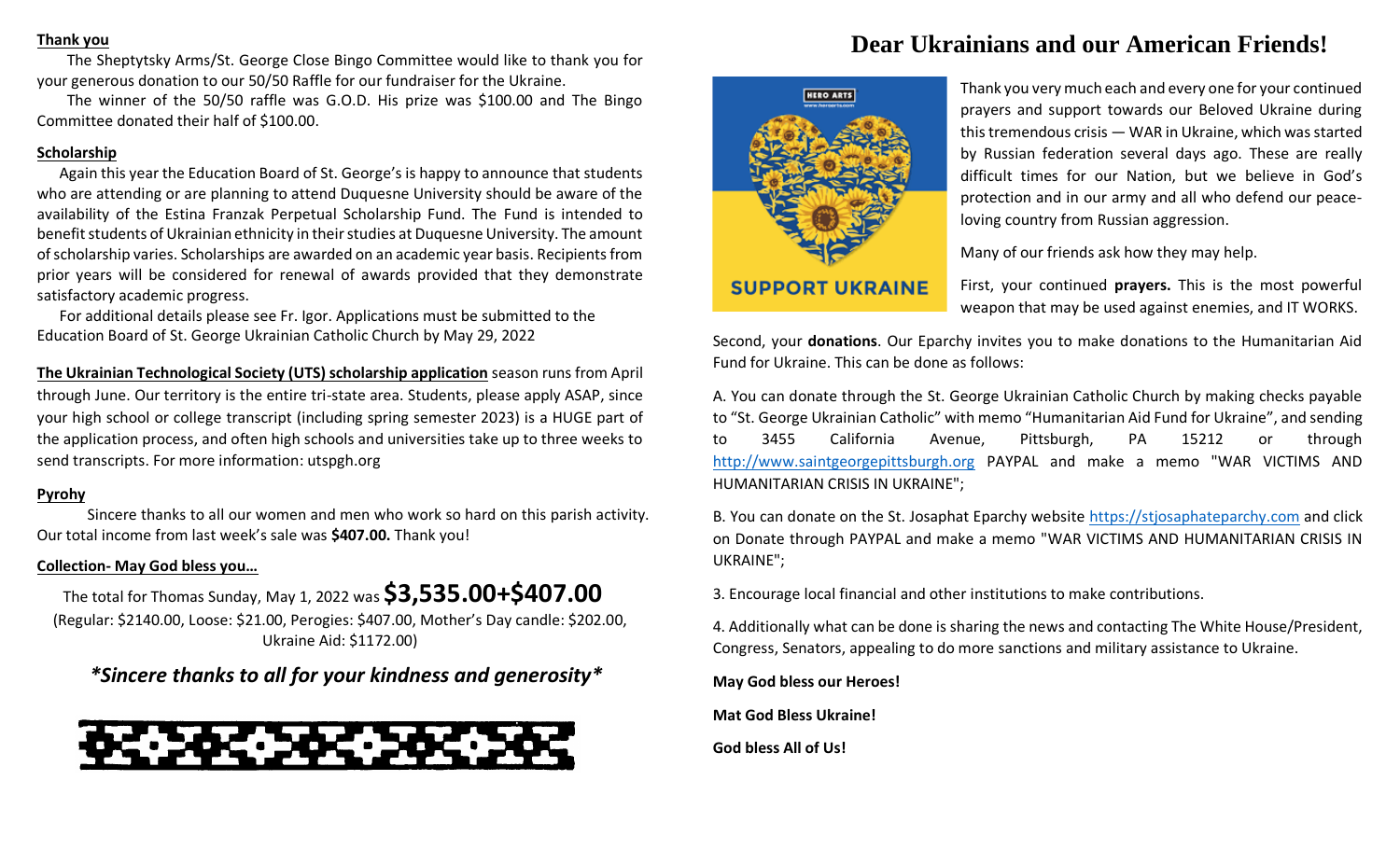## Thank you

The Sheptytsky Arms/St. George Close Bingo Committee would like to thank you for your generous donation to our 50/50 Raffle for our fundraiser for the Ukraine.

The winner of the 50/50 raffle was G.O.D. His prize was $100.00 and The Bingo Committee donated their half of $100.00.

## Scholarship

Again this year the Education Board of St. George's is happy to announce that students who are attending or are planning to attend Duquesne University should be aware of the availability of the Estina Franzak Perpetual Scholarship Fund. The Fund is intended to benefit students of Ukrainian ethnicity in their studies at Duquesne University. The amount of scholarship varies. Scholarships are awarded on an academic year basis. Recipients from prior years will be considered for renewal of awards provided that they demonstrate satisfactory academic progress.

For additional details please see Fr. Igor. Applications must be submitted to the Education Board of St. George Ukrainian Catholic Church by May 29, 2022

**The Ukrainian Technological Society (UTS) scholarship application** season runs from April through June. Our territory is the entire tri-state area. Students, please apply ASAP, since your high school or college transcript (including spring semester 2023) is a HUGE part of the application process, and often high schools and universities take up to three weeks to send transcripts. For more information: utspgh.org

## Pyrohy

Sincere thanks to all our women and men who work so hard on this parish activity. Our total income from last week's sale was **$407.00.** Thank you!

## Collection- May God bless you…

The total for Thomas Sunday, May 1, 2022 was **$3,535.00+$407.00**

(Regular: $2140.00, Loose: $21.00, Perogies: $407.00, Mother's Day candle: $202.00, Ukraine Aid: $1172.00)

***Sincere thanks to all for your kindness and generosity***

# Dear Ukrainians and our American Friends!

HERO ARTS

SUPPORT UKRAINE

Thank you very much each and every one for your continued prayers and support towards our Beloved Ukraine during this tremendous crisis — WAR in Ukraine, which was started by Russian federation several days ago. These are really difficult times for our Nation, but we believe in God's protection and in our army and all who defend our peace-loving country from Russian aggression.

Many of our friends ask how they may help.

First, your continued **prayers.** This is the most powerful weapon that may be used against enemies, and IT WORKS.

Second, your **donations**. Our Eparchy invites you to make donations to the Humanitarian Aid Fund for Ukraine. This can be done as follows:

A. You can donate through the St. George Ukrainian Catholic Church by making checks payable to "St. George Ukrainian Catholic" with memo "Humanitarian Aid Fund for Ukraine", and sending to 3455 California Avenue, Pittsburgh, PA 15212 or through http://www.saintgeorgepittsburgh.org PAYPAL and make a memo "WAR VICTIMS AND HUMANITARIAN CRISIS IN UKRAINE";

B. You can donate on the St. Josaphat Eparchy website https://stjosaphateparchy.com and click on Donate through PAYPAL and make a memo "WAR VICTIMS AND HUMANITARIAN CRISIS IN UKRAINE";

3. Encourage local financial and other institutions to make contributions.

4. Additionally what can be done is sharing the news and contacting The White House/President, Congress, Senators, appealing to do more sanctions and military assistance to Ukraine.

**May God bless our Heroes!**

**Mat God Bless Ukraine!**

**God bless All of Us!**